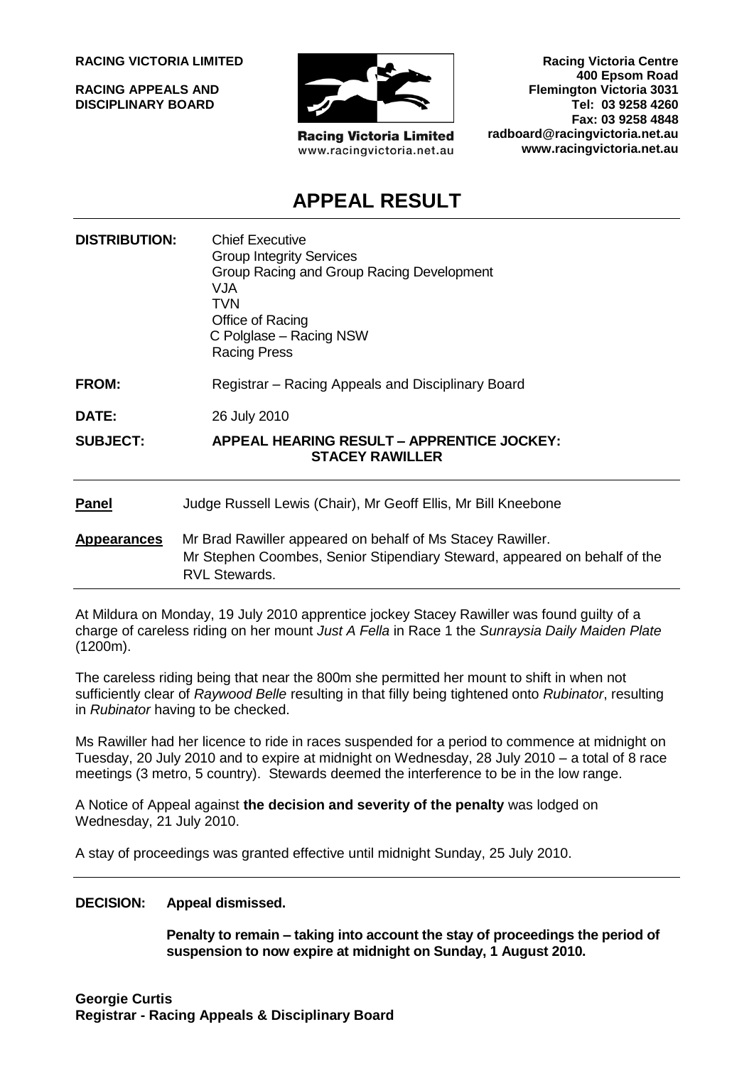**RACING VICTORIA LIMITED**

**RACING APPEALS AND DISCIPLINARY BOARD**

Racing Victoria Limited
www.racingvictoria.net.au

**Racing Victoria Centre**
**400 Epsom Road**
**Flemington Victoria 3031**
**Tel: 03 9258 4260**
**Fax: 03 9258 4848**
**radboard@racingvictoria.net.au**
**www.racingvictoria.net.au**

# APPEAL RESULT

**DISTRIBUTION:** Chief Executive
Group Integrity Services
Group Racing and Group Racing Development
VJA
TVN
Office of Racing
C Polglase – Racing NSW
Racing Press

**FROM:** Registrar – Racing Appeals and Disciplinary Board

**DATE:** 26 July 2010

**SUBJECT:** **APPEAL HEARING RESULT – APPRENTICE JOCKEY: STACEY RAWILLER**

**Panel** Judge Russell Lewis (Chair), Mr Geoff Ellis, Mr Bill Kneebone

**Appearances** Mr Brad Rawiller appeared on behalf of Ms Stacey Rawiller.
Mr Stephen Coombes, Senior Stipendiary Steward, appeared on behalf of the RVL Stewards.

At Mildura on Monday, 19 July 2010 apprentice jockey Stacey Rawiller was found guilty of a charge of careless riding on her mount *Just A Fella* in Race 1 the *Sunraysia Daily Maiden Plate* (1200m).

The careless riding being that near the 800m she permitted her mount to shift in when not sufficiently clear of *Raywood Belle* resulting in that filly being tightened onto *Rubinator*, resulting in *Rubinator* having to be checked.

Ms Rawiller had her licence to ride in races suspended for a period to commence at midnight on Tuesday, 20 July 2010 and to expire at midnight on Wednesday, 28 July 2010 – a total of 8 race meetings (3 metro, 5 country). Stewards deemed the interference to be in the low range.

A Notice of Appeal against **the decision and severity of the penalty** was lodged on Wednesday, 21 July 2010.

A stay of proceedings was granted effective until midnight Sunday, 25 July 2010.

**DECISION: Appeal dismissed.**

**Penalty to remain – taking into account the stay of proceedings the period of suspension to now expire at midnight on Sunday, 1 August 2010.**

**Georgie Curtis**
**Registrar - Racing Appeals & Disciplinary Board**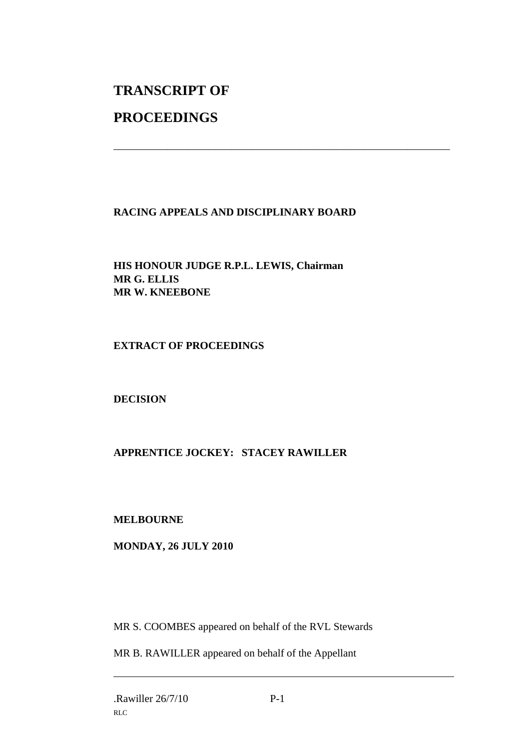# TRANSCRIPT OF

# PROCEEDINGS

---

**RACING APPEALS AND DISCIPLINARY BOARD**

**HIS HONOUR JUDGE R.P.L. LEWIS, Chairman**
**MR G. ELLIS**
**MR W. KNEEBONE**

**EXTRACT OF PROCEEDINGS**

**DECISION**

**APPRENTICE JOCKEY: STACEY RAWILLER**

**MELBOURNE**

**MONDAY, 26 JULY 2010**

MR S. COOMBES appeared on behalf of the RVL Stewards

MR B. RAWILLER appeared on behalf of the Appellant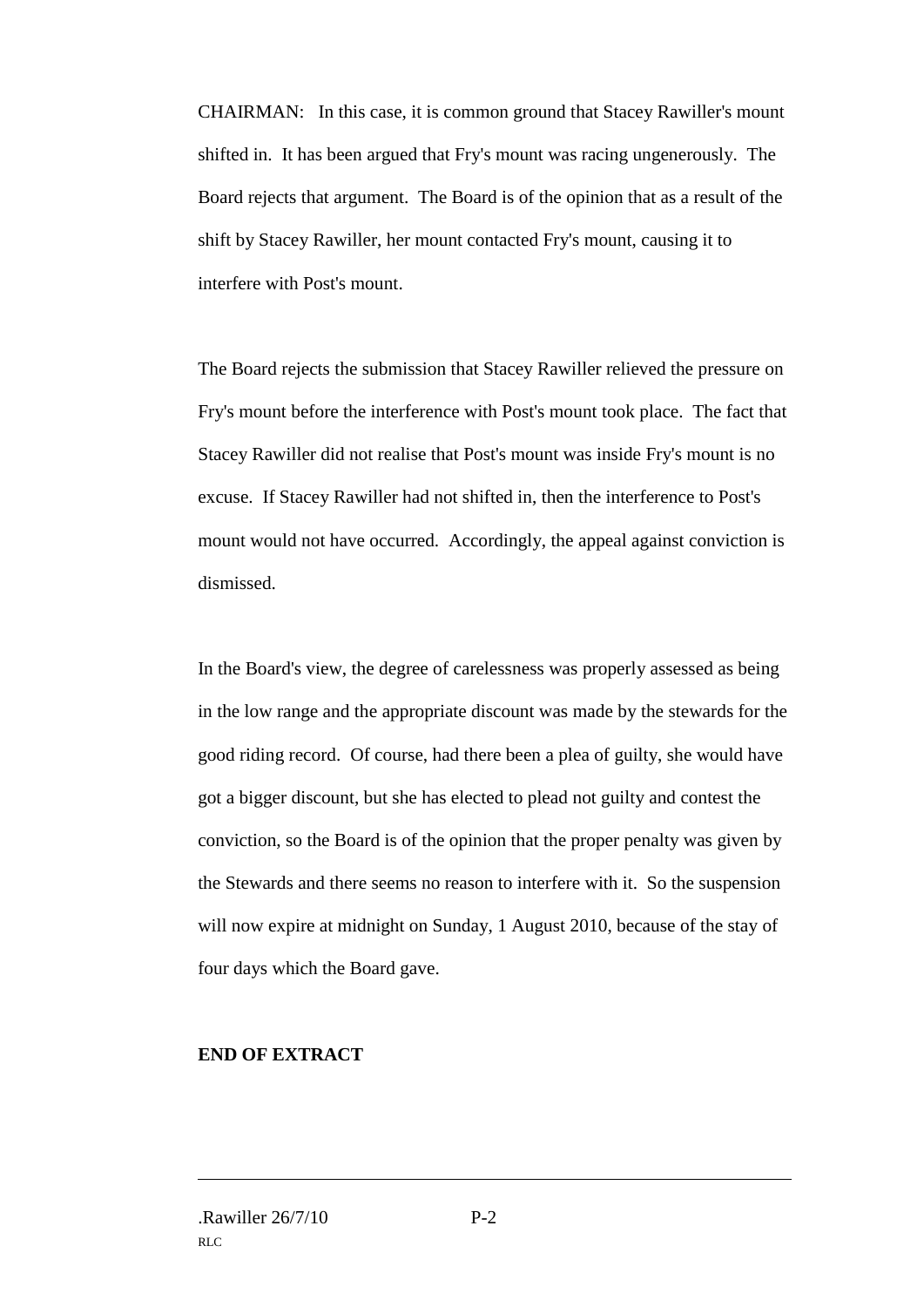CHAIRMAN: In this case, it is common ground that Stacey Rawiller's mount shifted in. It has been argued that Fry's mount was racing ungenerously. The Board rejects that argument. The Board is of the opinion that as a result of the shift by Stacey Rawiller, her mount contacted Fry's mount, causing it to interfere with Post's mount.

The Board rejects the submission that Stacey Rawiller relieved the pressure on Fry's mount before the interference with Post's mount took place. The fact that Stacey Rawiller did not realise that Post's mount was inside Fry's mount is no excuse. If Stacey Rawiller had not shifted in, then the interference to Post's mount would not have occurred. Accordingly, the appeal against conviction is dismissed.

In the Board's view, the degree of carelessness was properly assessed as being in the low range and the appropriate discount was made by the stewards for the good riding record. Of course, had there been a plea of guilty, she would have got a bigger discount, but she has elected to plead not guilty and contest the conviction, so the Board is of the opinion that the proper penalty was given by the Stewards and there seems no reason to interfere with it. So the suspension will now expire at midnight on Sunday, 1 August 2010, because of the stay of four days which the Board gave.

**END OF EXTRACT**